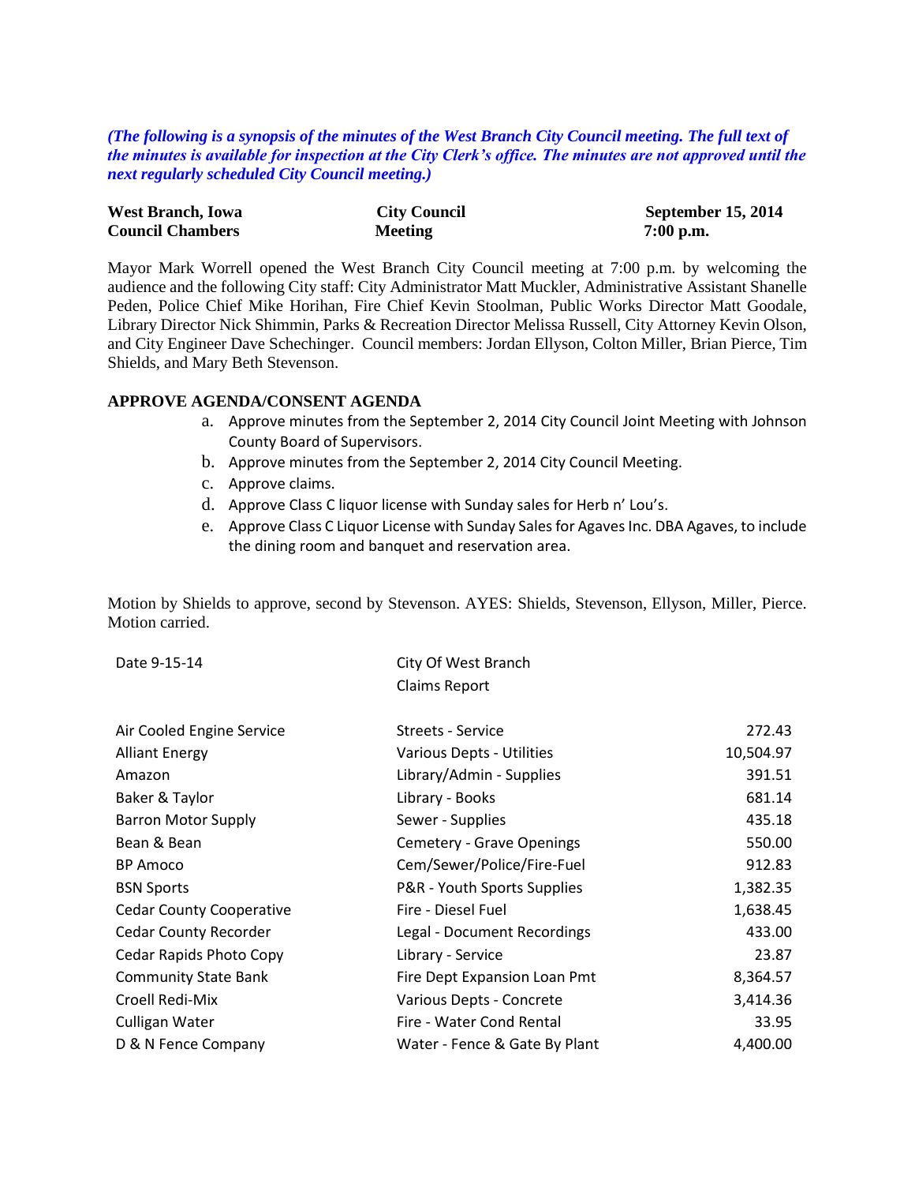*(The following is a synopsis of the minutes of the West Branch City Council meeting. The full text of the minutes is available for inspection at the City Clerk's office. The minutes are not approved until the next regularly scheduled City Council meeting.)*

| **West Branch, Iowa** | **City Council** | **September 15, 2014** |
|---|---|---|
| **Council Chambers** | **Meeting** | **7:00 p.m.** |

Mayor Mark Worrell opened the West Branch City Council meeting at 7:00 p.m. by welcoming the audience and the following City staff: City Administrator Matt Muckler, Administrative Assistant Shanelle Peden, Police Chief Mike Horihan, Fire Chief Kevin Stoolman, Public Works Director Matt Goodale, Library Director Nick Shimmin, Parks & Recreation Director Melissa Russell, City Attorney Kevin Olson, and City Engineer Dave Schechinger. Council members: Jordan Ellyson, Colton Miller, Brian Pierce, Tim Shields, and Mary Beth Stevenson.

**APPROVE AGENDA/CONSENT AGENDA**

a. Approve minutes from the September 2, 2014 City Council Joint Meeting with Johnson County Board of Supervisors.
b. Approve minutes from the September 2, 2014 City Council Meeting.
c. Approve claims.
d. Approve Class C liquor license with Sunday sales for Herb n' Lou's.
e. Approve Class C Liquor License with Sunday Sales for Agaves Inc. DBA Agaves, to include the dining room and banquet and reservation area.

Motion by Shields to approve, second by Stevenson. AYES: Shields, Stevenson, Ellyson, Miller, Pierce. Motion carried.

Date 9-15-14

City Of West Branch
Claims Report

| | | |
|---|---|---:|
| Air Cooled Engine Service | Streets - Service | 272.43 |
| Alliant Energy | Various Depts - Utilities | 10,504.97 |
| Amazon | Library/Admin - Supplies | 391.51 |
| Baker & Taylor | Library - Books | 681.14 |
| Barron Motor Supply | Sewer - Supplies | 435.18 |
| Bean & Bean | Cemetery - Grave Openings | 550.00 |
| BP Amoco | Cem/Sewer/Police/Fire-Fuel | 912.83 |
| BSN Sports | P&R - Youth Sports Supplies | 1,382.35 |
| Cedar County Cooperative | Fire - Diesel Fuel | 1,638.45 |
| Cedar County Recorder | Legal - Document Recordings | 433.00 |
| Cedar Rapids Photo Copy | Library - Service | 23.87 |
| Community State Bank | Fire Dept Expansion Loan Pmt | 8,364.57 |
| Croell Redi-Mix | Various Depts - Concrete | 3,414.36 |
| Culligan Water | Fire - Water Cond Rental | 33.95 |
| D & N Fence Company | Water - Fence & Gate By Plant | 4,400.00 |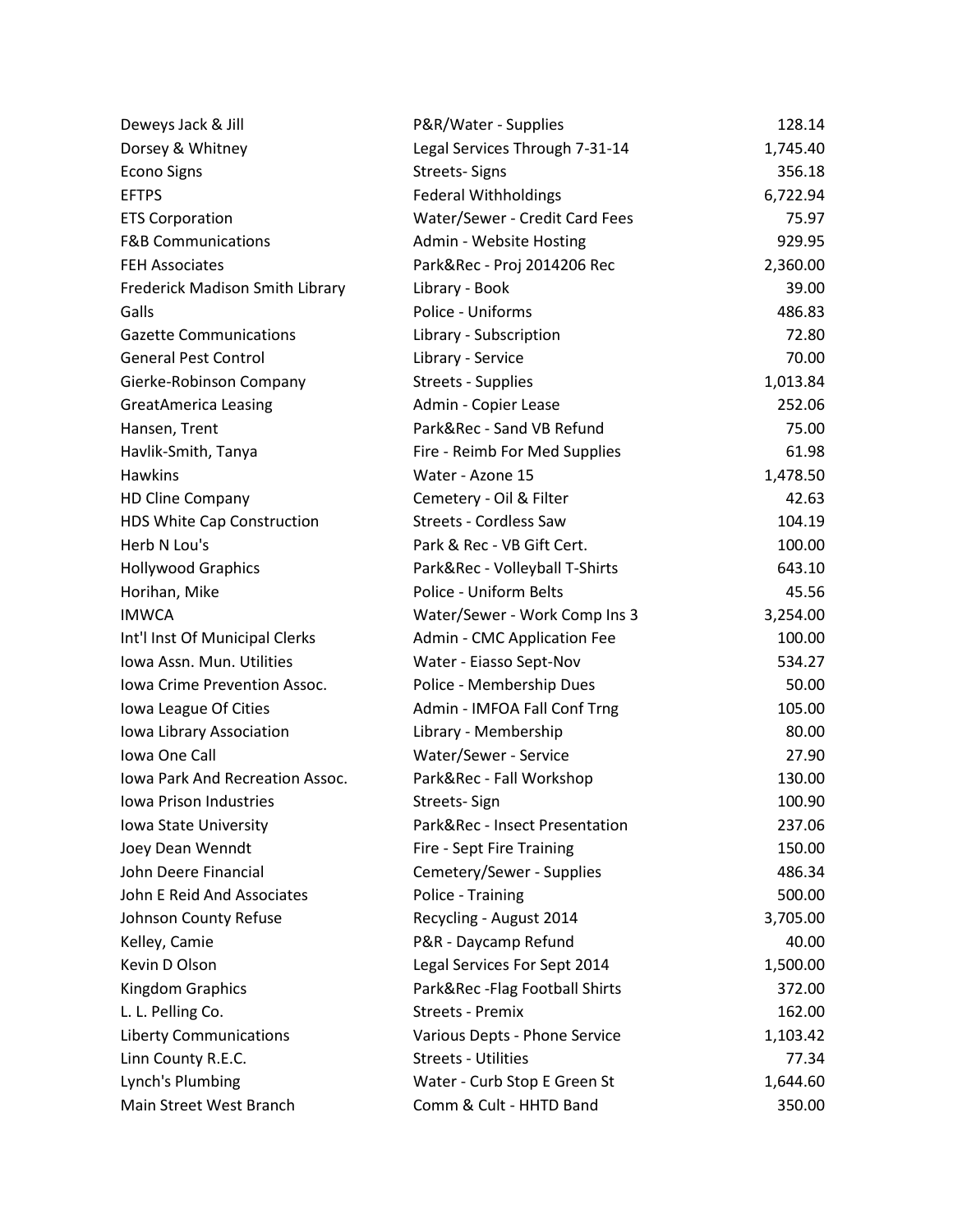| | | |
|---|---|---|
| Deweys Jack & Jill | P&R/Water - Supplies | 128.14 |
| Dorsey & Whitney | Legal Services Through 7-31-14 | 1,745.40 |
| Econo Signs | Streets- Signs | 356.18 |
| EFTPS | Federal Withholdings | 6,722.94 |
| ETS Corporation | Water/Sewer - Credit Card Fees | 75.97 |
| F&B Communications | Admin - Website Hosting | 929.95 |
| FEH Associates | Park&Rec - Proj 2014206 Rec | 2,360.00 |
| Frederick Madison Smith Library | Library - Book | 39.00 |
| Galls | Police - Uniforms | 486.83 |
| Gazette Communications | Library - Subscription | 72.80 |
| General Pest Control | Library - Service | 70.00 |
| Gierke-Robinson Company | Streets - Supplies | 1,013.84 |
| GreatAmerica Leasing | Admin - Copier Lease | 252.06 |
| Hansen, Trent | Park&Rec - Sand VB Refund | 75.00 |
| Havlik-Smith, Tanya | Fire - Reimb For Med Supplies | 61.98 |
| Hawkins | Water - Azone 15 | 1,478.50 |
| HD Cline Company | Cemetery - Oil & Filter | 42.63 |
| HDS White Cap Construction | Streets - Cordless Saw | 104.19 |
| Herb N Lou's | Park & Rec - VB Gift Cert. | 100.00 |
| Hollywood Graphics | Park&Rec - Volleyball T-Shirts | 643.10 |
| Horihan, Mike | Police - Uniform Belts | 45.56 |
| IMWCA | Water/Sewer - Work Comp Ins 3 | 3,254.00 |
| Int'l Inst Of Municipal Clerks | Admin - CMC Application Fee | 100.00 |
| Iowa Assn. Mun. Utilities | Water - Eiasso Sept-Nov | 534.27 |
| Iowa Crime Prevention Assoc. | Police - Membership Dues | 50.00 |
| Iowa League Of Cities | Admin - IMFOA Fall Conf Trng | 105.00 |
| Iowa Library Association | Library - Membership | 80.00 |
| Iowa One Call | Water/Sewer - Service | 27.90 |
| Iowa Park And Recreation Assoc. | Park&Rec - Fall Workshop | 130.00 |
| Iowa Prison Industries | Streets- Sign | 100.90 |
| Iowa State University | Park&Rec - Insect Presentation | 237.06 |
| Joey Dean Wenndt | Fire - Sept Fire Training | 150.00 |
| John Deere Financial | Cemetery/Sewer - Supplies | 486.34 |
| John E Reid And Associates | Police - Training | 500.00 |
| Johnson County Refuse | Recycling - August 2014 | 3,705.00 |
| Kelley, Camie | P&R - Daycamp Refund | 40.00 |
| Kevin D Olson | Legal Services For Sept 2014 | 1,500.00 |
| Kingdom Graphics | Park&Rec -Flag Football Shirts | 372.00 |
| L. L. Pelling Co. | Streets - Premix | 162.00 |
| Liberty Communications | Various Depts - Phone Service | 1,103.42 |
| Linn County R.E.C. | Streets - Utilities | 77.34 |
| Lynch's Plumbing | Water - Curb Stop E Green St | 1,644.60 |
| Main Street West Branch | Comm & Cult - HHTD Band | 350.00 |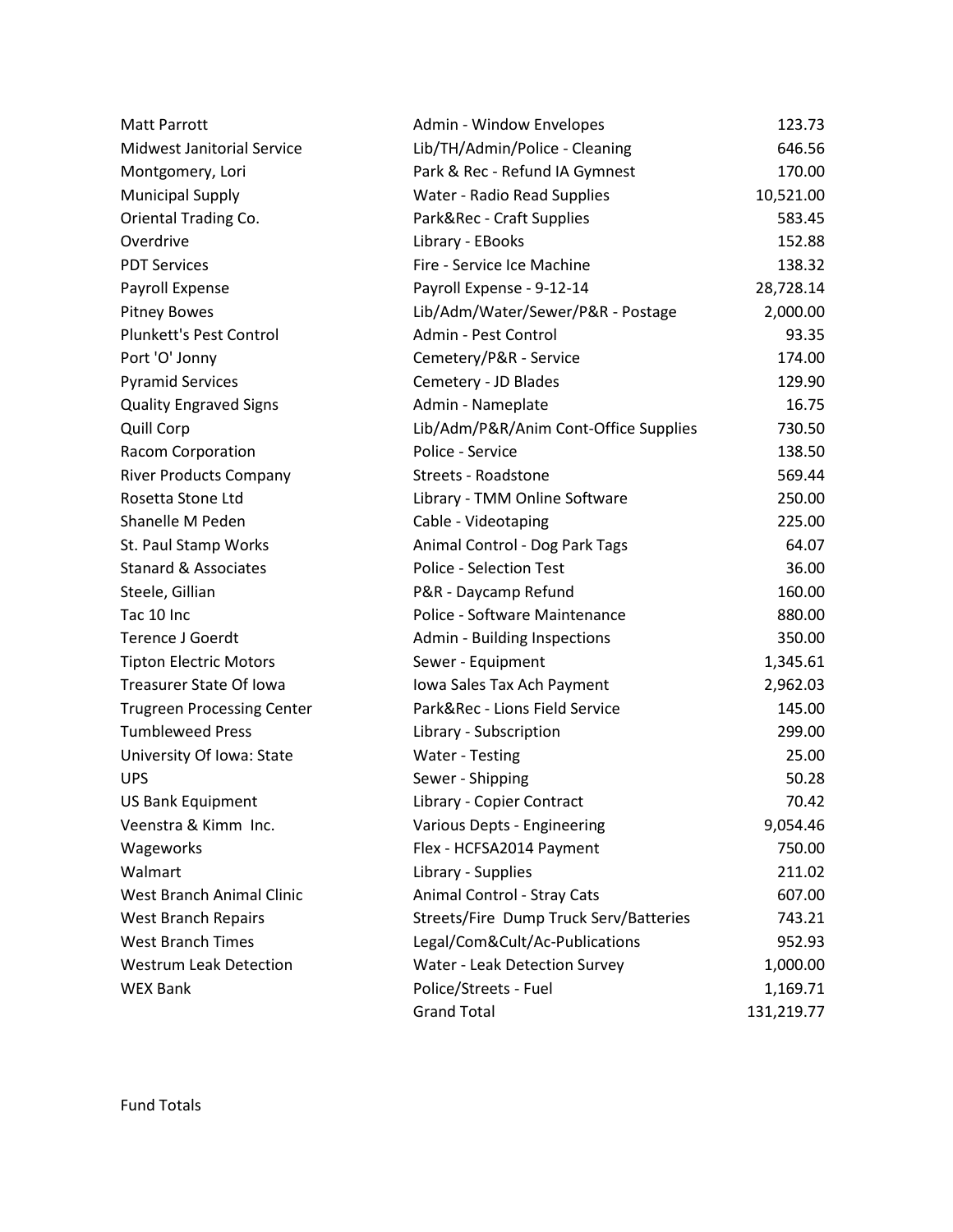| | | |
|---|---|---|
| Matt Parrott | Admin - Window Envelopes | 123.73 |
| Midwest Janitorial Service | Lib/TH/Admin/Police - Cleaning | 646.56 |
| Montgomery, Lori | Park & Rec - Refund IA Gymnest | 170.00 |
| Municipal Supply | Water - Radio Read Supplies | 10,521.00 |
| Oriental Trading Co. | Park&Rec - Craft Supplies | 583.45 |
| Overdrive | Library - EBooks | 152.88 |
| PDT Services | Fire - Service Ice Machine | 138.32 |
| Payroll Expense | Payroll Expense - 9-12-14 | 28,728.14 |
| Pitney Bowes | Lib/Adm/Water/Sewer/P&R - Postage | 2,000.00 |
| Plunkett's Pest Control | Admin - Pest Control | 93.35 |
| Port 'O' Jonny | Cemetery/P&R - Service | 174.00 |
| Pyramid Services | Cemetery - JD Blades | 129.90 |
| Quality Engraved Signs | Admin - Nameplate | 16.75 |
| Quill Corp | Lib/Adm/P&R/Anim Cont-Office Supplies | 730.50 |
| Racom Corporation | Police - Service | 138.50 |
| River Products Company | Streets - Roadstone | 569.44 |
| Rosetta Stone Ltd | Library - TMM Online Software | 250.00 |
| Shanelle M Peden | Cable - Videotaping | 225.00 |
| St. Paul Stamp Works | Animal Control - Dog Park Tags | 64.07 |
| Stanard & Associates | Police - Selection Test | 36.00 |
| Steele, Gillian | P&R - Daycamp Refund | 160.00 |
| Tac 10 Inc | Police - Software Maintenance | 880.00 |
| Terence J Goerdt | Admin - Building Inspections | 350.00 |
| Tipton Electric Motors | Sewer - Equipment | 1,345.61 |
| Treasurer State Of Iowa | Iowa Sales Tax Ach Payment | 2,962.03 |
| Trugreen Processing Center | Park&Rec - Lions Field Service | 145.00 |
| Tumbleweed Press | Library - Subscription | 299.00 |
| University Of Iowa: State | Water - Testing | 25.00 |
| UPS | Sewer - Shipping | 50.28 |
| US Bank Equipment | Library - Copier Contract | 70.42 |
| Veenstra & Kimm Inc. | Various Depts - Engineering | 9,054.46 |
| Wageworks | Flex - HCFSA2014 Payment | 750.00 |
| Walmart | Library - Supplies | 211.02 |
| West Branch Animal Clinic | Animal Control - Stray Cats | 607.00 |
| West Branch Repairs | Streets/Fire Dump Truck Serv/Batteries | 743.21 |
| West Branch Times | Legal/Com&Cult/Ac-Publications | 952.93 |
| Westrum Leak Detection | Water - Leak Detection Survey | 1,000.00 |
| WEX Bank | Police/Streets - Fuel | 1,169.71 |
| | Grand Total | 131,219.77 |

Fund Totals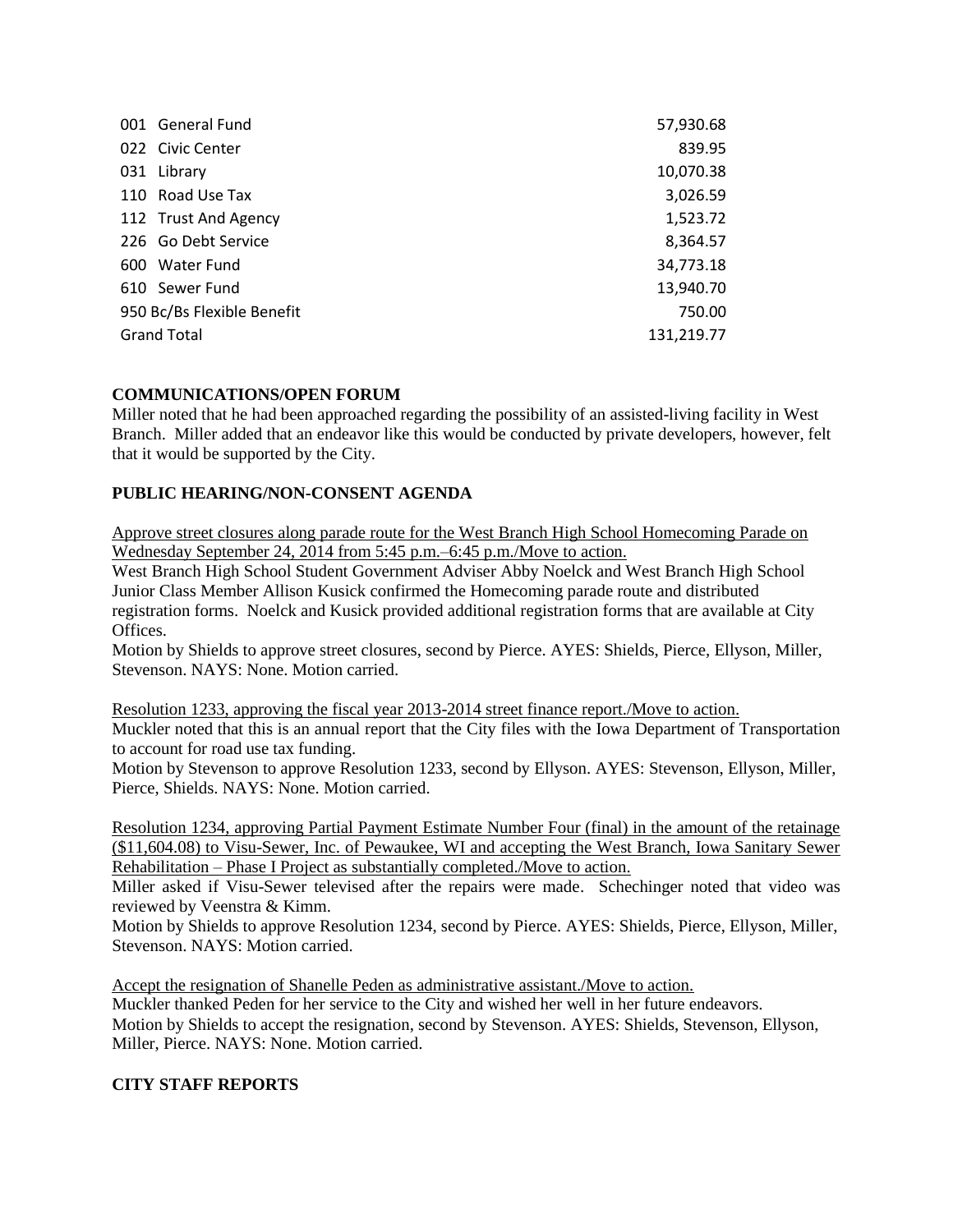| Fund | Amount |
| --- | --- |
| 001 General Fund | 57,930.68 |
| 022 Civic Center | 839.95 |
| 031 Library | 10,070.38 |
| 110 Road Use Tax | 3,026.59 |
| 112 Trust And Agency | 1,523.72 |
| 226 Go Debt Service | 8,364.57 |
| 600 Water Fund | 34,773.18 |
| 610 Sewer Fund | 13,940.70 |
| 950 Bc/Bs Flexible Benefit | 750.00 |
| Grand Total | 131,219.77 |

**COMMUNICATIONS/OPEN FORUM**

Miller noted that he had been approached regarding the possibility of an assisted-living facility in West Branch. Miller added that an endeavor like this would be conducted by private developers, however, felt that it would be supported by the City.

**PUBLIC HEARING/NON-CONSENT AGENDA**

Approve street closures along parade route for the West Branch High School Homecoming Parade on Wednesday September 24, 2014 from 5:45 p.m.–6:45 p.m./Move to action.

West Branch High School Student Government Adviser Abby Noelck and West Branch High School Junior Class Member Allison Kusick confirmed the Homecoming parade route and distributed registration forms. Noelck and Kusick provided additional registration forms that are available at City Offices.

Motion by Shields to approve street closures, second by Pierce. AYES: Shields, Pierce, Ellyson, Miller, Stevenson. NAYS: None. Motion carried.

Resolution 1233, approving the fiscal year 2013-2014 street finance report./Move to action.

Muckler noted that this is an annual report that the City files with the Iowa Department of Transportation to account for road use tax funding.

Motion by Stevenson to approve Resolution 1233, second by Ellyson. AYES: Stevenson, Ellyson, Miller, Pierce, Shields. NAYS: None. Motion carried.

Resolution 1234, approving Partial Payment Estimate Number Four (final) in the amount of the retainage ($11,604.08) to Visu-Sewer, Inc. of Pewaukee, WI and accepting the West Branch, Iowa Sanitary Sewer Rehabilitation – Phase I Project as substantially completed./Move to action.

Miller asked if Visu-Sewer televised after the repairs were made. Schechinger noted that video was reviewed by Veenstra & Kimm.

Motion by Shields to approve Resolution 1234, second by Pierce. AYES: Shields, Pierce, Ellyson, Miller, Stevenson. NAYS: Motion carried.

Accept the resignation of Shanelle Peden as administrative assistant./Move to action.

Muckler thanked Peden for her service to the City and wished her well in her future endeavors.

Motion by Shields to accept the resignation, second by Stevenson. AYES: Shields, Stevenson, Ellyson, Miller, Pierce. NAYS: None. Motion carried.

**CITY STAFF REPORTS**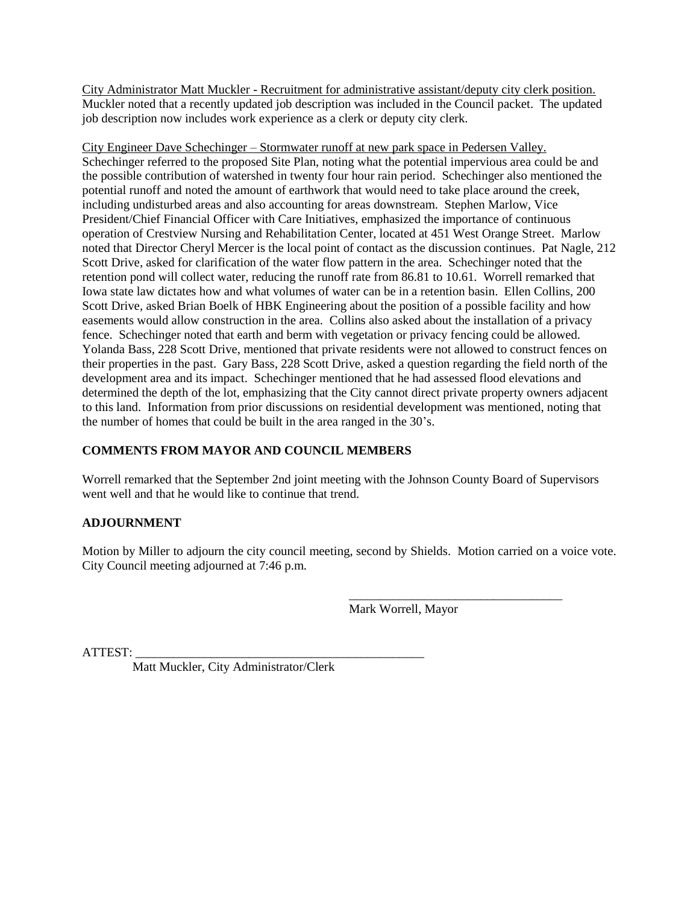City Administrator Matt Muckler - Recruitment for administrative assistant/deputy city clerk position. Muckler noted that a recently updated job description was included in the Council packet. The updated job description now includes work experience as a clerk or deputy city clerk.

City Engineer Dave Schechinger – Stormwater runoff at new park space in Pedersen Valley. Schechinger referred to the proposed Site Plan, noting what the potential impervious area could be and the possible contribution of watershed in twenty four hour rain period. Schechinger also mentioned the potential runoff and noted the amount of earthwork that would need to take place around the creek, including undisturbed areas and also accounting for areas downstream. Stephen Marlow, Vice President/Chief Financial Officer with Care Initiatives, emphasized the importance of continuous operation of Crestview Nursing and Rehabilitation Center, located at 451 West Orange Street. Marlow noted that Director Cheryl Mercer is the local point of contact as the discussion continues. Pat Nagle, 212 Scott Drive, asked for clarification of the water flow pattern in the area. Schechinger noted that the retention pond will collect water, reducing the runoff rate from 86.81 to 10.61. Worrell remarked that Iowa state law dictates how and what volumes of water can be in a retention basin. Ellen Collins, 200 Scott Drive, asked Brian Boelk of HBK Engineering about the position of a possible facility and how easements would allow construction in the area. Collins also asked about the installation of a privacy fence. Schechinger noted that earth and berm with vegetation or privacy fencing could be allowed. Yolanda Bass, 228 Scott Drive, mentioned that private residents were not allowed to construct fences on their properties in the past. Gary Bass, 228 Scott Drive, asked a question regarding the field north of the development area and its impact. Schechinger mentioned that he had assessed flood elevations and determined the depth of the lot, emphasizing that the City cannot direct private property owners adjacent to this land. Information from prior discussions on residential development was mentioned, noting that the number of homes that could be built in the area ranged in the 30's.

**COMMENTS FROM MAYOR AND COUNCIL MEMBERS**

Worrell remarked that the September 2nd joint meeting with the Johnson County Board of Supervisors went well and that he would like to continue that trend.

**ADJOURNMENT**

Motion by Miller to adjourn the city council meeting, second by Shields. Motion carried on a voice vote. City Council meeting adjourned at 7:46 p.m.

\_\_\_\_\_\_\_\_\_\_\_\_\_\_\_\_\_\_\_\_\_\_\_\_\_\_\_\_\_\_\_\_\_\_
Mark Worrell, Mayor

ATTEST: \_\_\_\_\_\_\_\_\_\_\_\_\_\_\_\_\_\_\_\_\_\_\_\_\_\_\_\_\_\_\_\_\_\_\_\_\_\_\_\_\_\_\_\_\_\_
Matt Muckler, City Administrator/Clerk